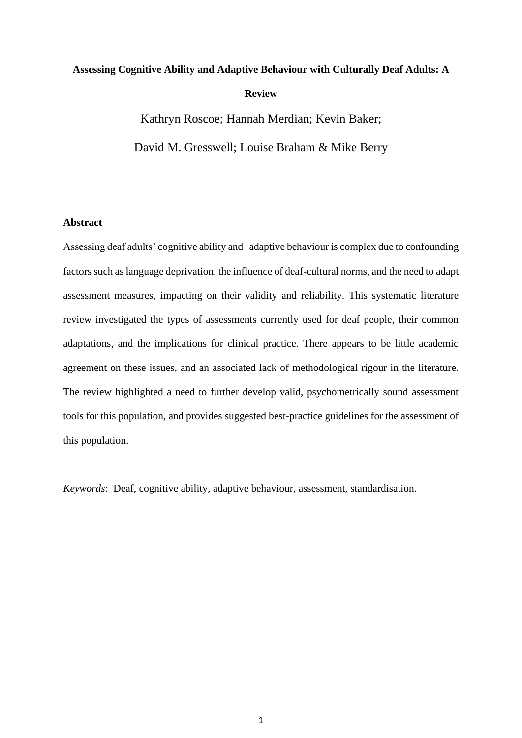# Assessing Cognitive Ability and Adaptive Behaviour with Culturally Deaf Adults: A Review

Kathryn Roscoe; Hannah Merdian; Kevin Baker;

David M. Gresswell; Louise Braham & Mike Berry

## Abstract

Assessing deaf adults' cognitive ability and adaptive behaviour is complex due to confounding factors such as language deprivation, the influence of deaf-cultural norms, and the need to adapt assessment measures, impacting on their validity and reliability. This systematic literature review investigated the types of assessments currently used for deaf people, their common adaptations, and the implications for clinical practice. There appears to be little academic agreement on these issues, and an associated lack of methodological rigour in the literature. The review highlighted a need to further develop valid, psychometrically sound assessment tools for this population, and provides suggested best-practice guidelines for the assessment of this population.

*Keywords*: Deaf, cognitive ability, adaptive behaviour, assessment, standardisation.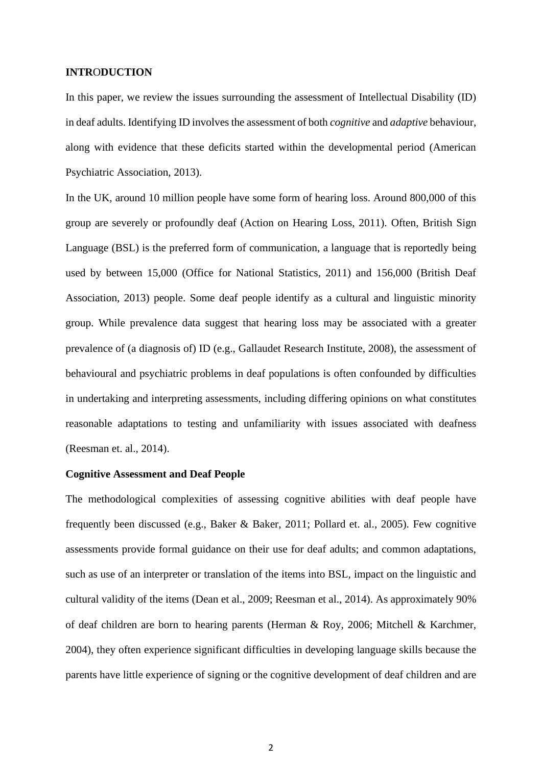## INTRODUCTION

In this paper, we review the issues surrounding the assessment of Intellectual Disability (ID) in deaf adults. Identifying ID involves the assessment of both *cognitive* and *adaptive* behaviour, along with evidence that these deficits started within the developmental period (American Psychiatric Association, 2013).

In the UK, around 10 million people have some form of hearing loss. Around 800,000 of this group are severely or profoundly deaf (Action on Hearing Loss, 2011). Often, British Sign Language (BSL) is the preferred form of communication, a language that is reportedly being used by between 15,000 (Office for National Statistics, 2011) and 156,000 (British Deaf Association, 2013) people. Some deaf people identify as a cultural and linguistic minority group. While prevalence data suggest that hearing loss may be associated with a greater prevalence of (a diagnosis of) ID (e.g., Gallaudet Research Institute, 2008), the assessment of behavioural and psychiatric problems in deaf populations is often confounded by difficulties in undertaking and interpreting assessments, including differing opinions on what constitutes reasonable adaptations to testing and unfamiliarity with issues associated with deafness (Reesman et. al., 2014).

### Cognitive Assessment and Deaf People

The methodological complexities of assessing cognitive abilities with deaf people have frequently been discussed (e.g., Baker & Baker, 2011; Pollard et. al., 2005). Few cognitive assessments provide formal guidance on their use for deaf adults; and common adaptations, such as use of an interpreter or translation of the items into BSL, impact on the linguistic and cultural validity of the items (Dean et al., 2009; Reesman et al., 2014). As approximately 90% of deaf children are born to hearing parents (Herman & Roy, 2006; Mitchell & Karchmer, 2004), they often experience significant difficulties in developing language skills because the parents have little experience of signing or the cognitive development of deaf children and are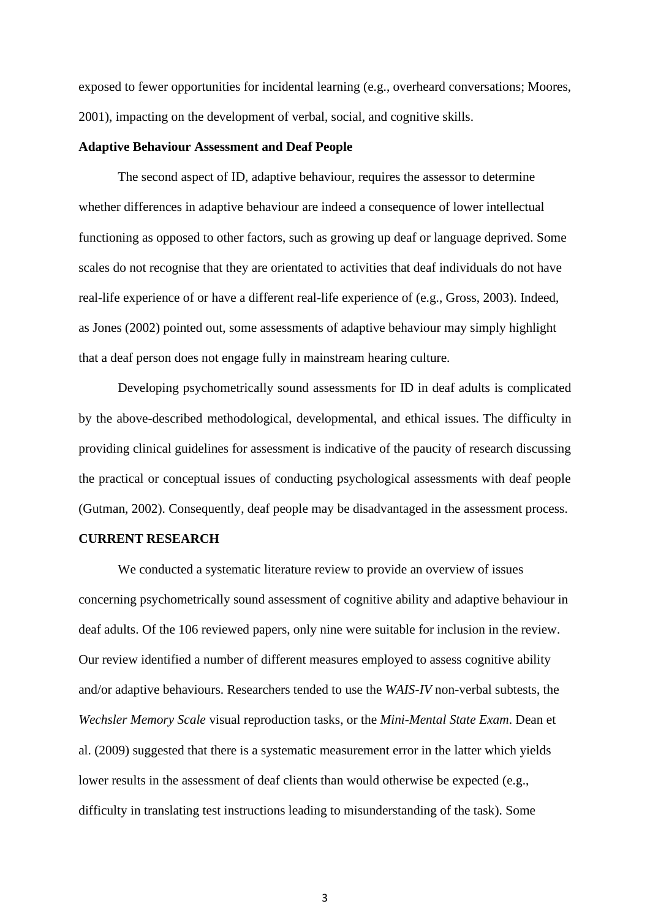exposed to fewer opportunities for incidental learning (e.g., overheard conversations; Moores, 2001), impacting on the development of verbal, social, and cognitive skills.

### Adaptive Behaviour Assessment and Deaf People

The second aspect of ID, adaptive behaviour, requires the assessor to determine whether differences in adaptive behaviour are indeed a consequence of lower intellectual functioning as opposed to other factors, such as growing up deaf or language deprived. Some scales do not recognise that they are orientated to activities that deaf individuals do not have real-life experience of or have a different real-life experience of (e.g., Gross, 2003). Indeed, as Jones (2002) pointed out, some assessments of adaptive behaviour may simply highlight that a deaf person does not engage fully in mainstream hearing culture.

Developing psychometrically sound assessments for ID in deaf adults is complicated by the above-described methodological, developmental, and ethical issues. The difficulty in providing clinical guidelines for assessment is indicative of the paucity of research discussing the practical or conceptual issues of conducting psychological assessments with deaf people (Gutman, 2002). Consequently, deaf people may be disadvantaged in the assessment process.

## CURRENT RESEARCH

We conducted a systematic literature review to provide an overview of issues concerning psychometrically sound assessment of cognitive ability and adaptive behaviour in deaf adults. Of the 106 reviewed papers, only nine were suitable for inclusion in the review. Our review identified a number of different measures employed to assess cognitive ability and/or adaptive behaviours. Researchers tended to use the *WAIS-IV* non-verbal subtests, the *Wechsler Memory Scale* visual reproduction tasks, or the *Mini-Mental State Exam*. Dean et al. (2009) suggested that there is a systematic measurement error in the latter which yields lower results in the assessment of deaf clients than would otherwise be expected (e.g., difficulty in translating test instructions leading to misunderstanding of the task). Some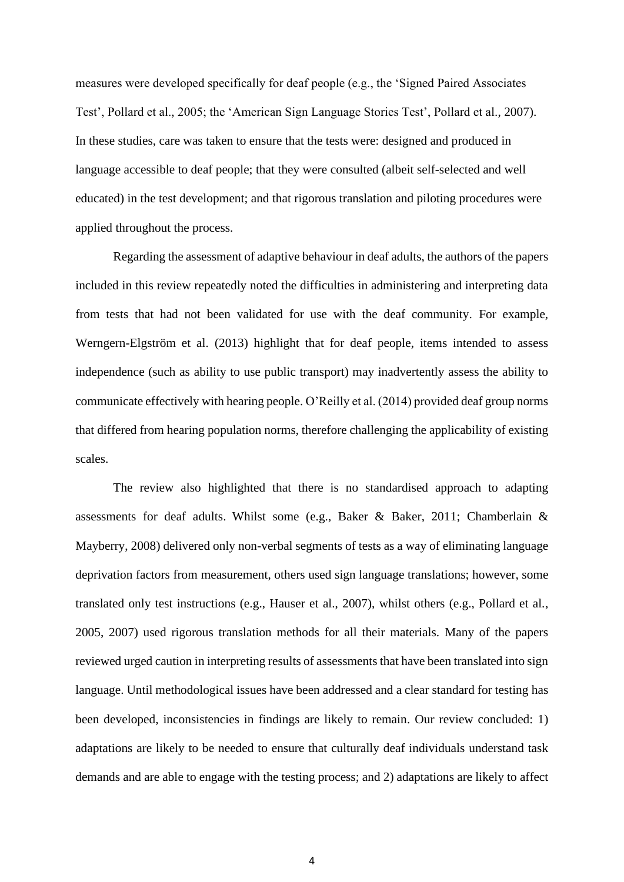measures were developed specifically for deaf people (e.g., the 'Signed Paired Associates Test', Pollard et al., 2005; the 'American Sign Language Stories Test', Pollard et al., 2007). In these studies, care was taken to ensure that the tests were: designed and produced in language accessible to deaf people; that they were consulted (albeit self-selected and well educated) in the test development; and that rigorous translation and piloting procedures were applied throughout the process.

Regarding the assessment of adaptive behaviour in deaf adults, the authors of the papers included in this review repeatedly noted the difficulties in administering and interpreting data from tests that had not been validated for use with the deaf community. For example, Werngern-Elgström et al. (2013) highlight that for deaf people, items intended to assess independence (such as ability to use public transport) may inadvertently assess the ability to communicate effectively with hearing people. O'Reilly et al. (2014) provided deaf group norms that differed from hearing population norms, therefore challenging the applicability of existing scales.

The review also highlighted that there is no standardised approach to adapting assessments for deaf adults. Whilst some (e.g., Baker & Baker, 2011; Chamberlain & Mayberry, 2008) delivered only non-verbal segments of tests as a way of eliminating language deprivation factors from measurement, others used sign language translations; however, some translated only test instructions (e.g., Hauser et al., 2007), whilst others (e.g., Pollard et al., 2005, 2007) used rigorous translation methods for all their materials. Many of the papers reviewed urged caution in interpreting results of assessments that have been translated into sign language. Until methodological issues have been addressed and a clear standard for testing has been developed, inconsistencies in findings are likely to remain. Our review concluded: 1) adaptations are likely to be needed to ensure that culturally deaf individuals understand task demands and are able to engage with the testing process; and 2) adaptations are likely to affect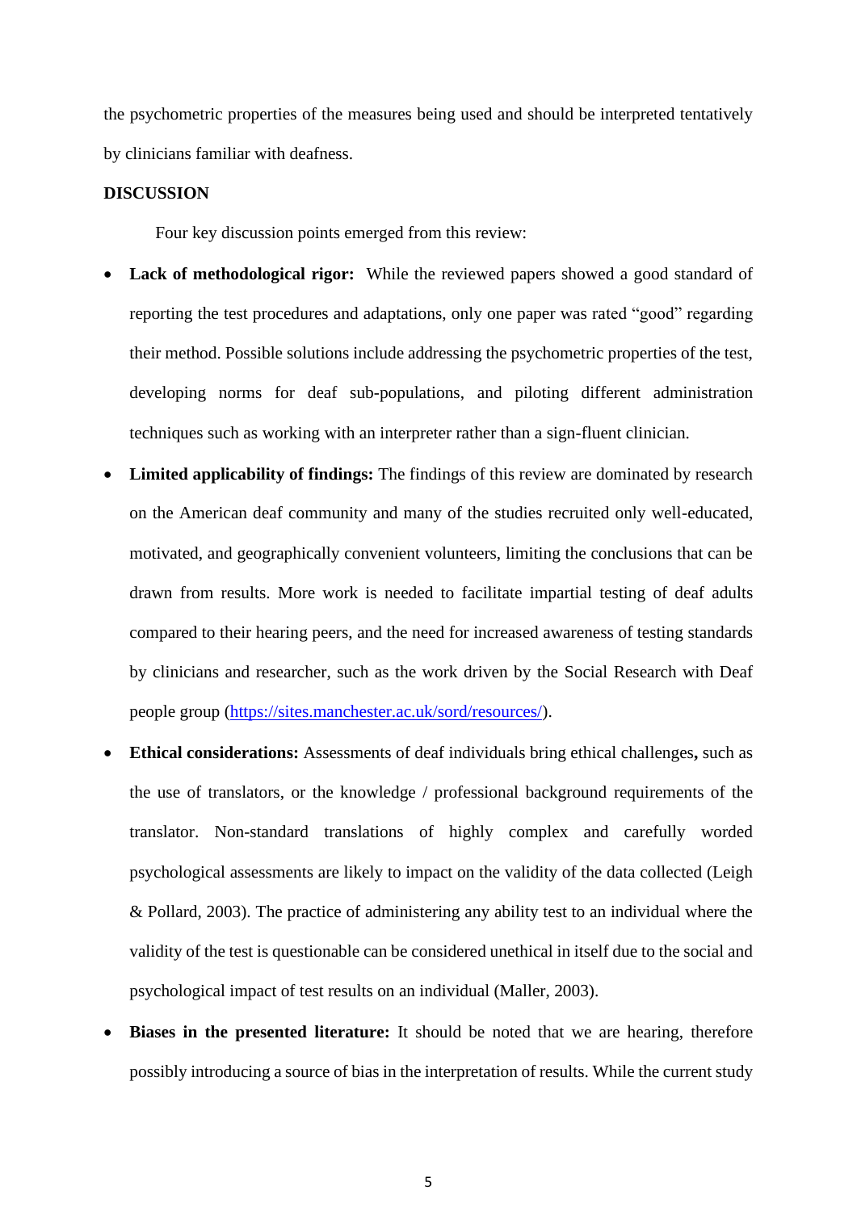the psychometric properties of the measures being used and should be interpreted tentatively by clinicians familiar with deafness.

## DISCUSSION

Four key discussion points emerged from this review:

- **Lack of methodological rigor:** While the reviewed papers showed a good standard of reporting the test procedures and adaptations, only one paper was rated "good" regarding their method. Possible solutions include addressing the psychometric properties of the test, developing norms for deaf sub-populations, and piloting different administration techniques such as working with an interpreter rather than a sign-fluent clinician.
- **Limited applicability of findings:** The findings of this review are dominated by research on the American deaf community and many of the studies recruited only well-educated, motivated, and geographically convenient volunteers, limiting the conclusions that can be drawn from results. More work is needed to facilitate impartial testing of deaf adults compared to their hearing peers, and the need for increased awareness of testing standards by clinicians and researcher, such as the work driven by the Social Research with Deaf people group (https://sites.manchester.ac.uk/sord/resources/).
- **Ethical considerations:** Assessments of deaf individuals bring ethical challenges**,** such as the use of translators, or the knowledge / professional background requirements of the translator. Non-standard translations of highly complex and carefully worded psychological assessments are likely to impact on the validity of the data collected (Leigh & Pollard, 2003). The practice of administering any ability test to an individual where the validity of the test is questionable can be considered unethical in itself due to the social and psychological impact of test results on an individual (Maller, 2003).
- **Biases in the presented literature:** It should be noted that we are hearing, therefore possibly introducing a source of bias in the interpretation of results. While the current study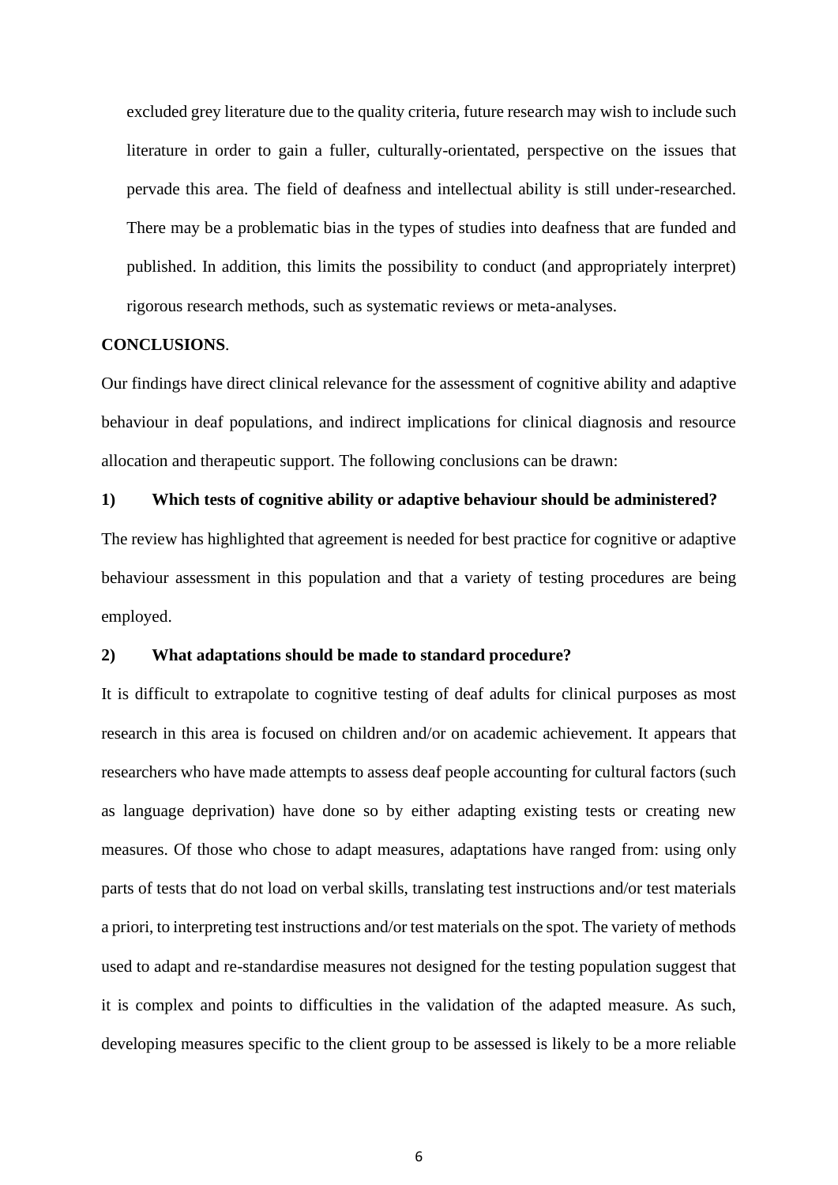excluded grey literature due to the quality criteria, future research may wish to include such literature in order to gain a fuller, culturally-orientated, perspective on the issues that pervade this area. The field of deafness and intellectual ability is still under-researched. There may be a problematic bias in the types of studies into deafness that are funded and published. In addition, this limits the possibility to conduct (and appropriately interpret) rigorous research methods, such as systematic reviews or meta-analyses.

## CONCLUSIONS.

Our findings have direct clinical relevance for the assessment of cognitive ability and adaptive behaviour in deaf populations, and indirect implications for clinical diagnosis and resource allocation and therapeutic support. The following conclusions can be drawn:

**1) Which tests of cognitive ability or adaptive behaviour should be administered?**

The review has highlighted that agreement is needed for best practice for cognitive or adaptive behaviour assessment in this population and that a variety of testing procedures are being employed.

**2) What adaptations should be made to standard procedure?**

It is difficult to extrapolate to cognitive testing of deaf adults for clinical purposes as most research in this area is focused on children and/or on academic achievement. It appears that researchers who have made attempts to assess deaf people accounting for cultural factors (such as language deprivation) have done so by either adapting existing tests or creating new measures. Of those who chose to adapt measures, adaptations have ranged from: using only parts of tests that do not load on verbal skills, translating test instructions and/or test materials a priori, to interpreting test instructions and/or test materials on the spot. The variety of methods used to adapt and re-standardise measures not designed for the testing population suggest that it is complex and points to difficulties in the validation of the adapted measure. As such, developing measures specific to the client group to be assessed is likely to be a more reliable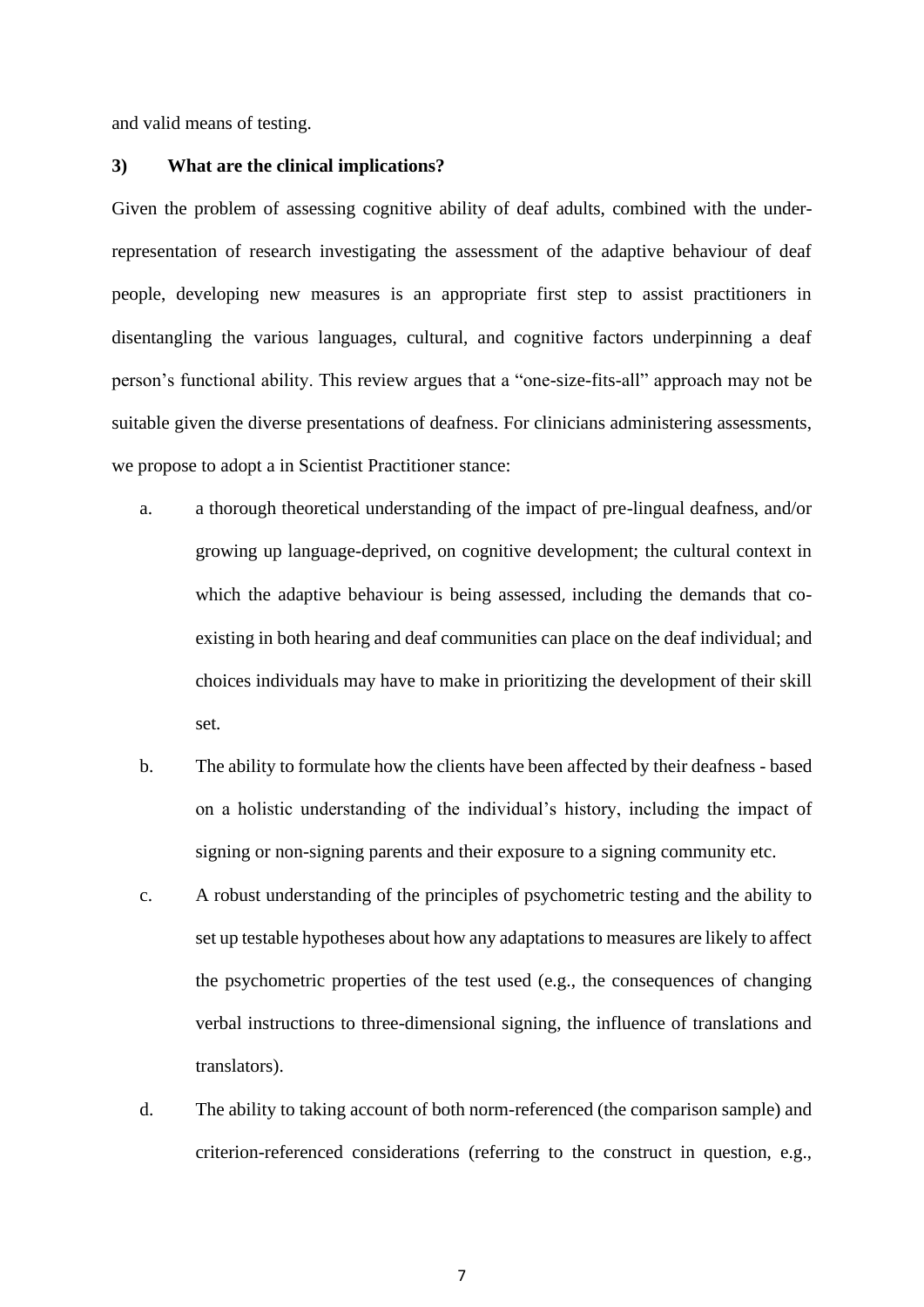and valid means of testing.

### 3) What are the clinical implications?

Given the problem of assessing cognitive ability of deaf adults, combined with the under-representation of research investigating the assessment of the adaptive behaviour of deaf people, developing new measures is an appropriate first step to assist practitioners in disentangling the various languages, cultural, and cognitive factors underpinning a deaf person's functional ability. This review argues that a "one-size-fits-all" approach may not be suitable given the diverse presentations of deafness. For clinicians administering assessments, we propose to adopt a in Scientist Practitioner stance:

a. a thorough theoretical understanding of the impact of pre-lingual deafness, and/or growing up language-deprived, on cognitive development; the cultural context in which the adaptive behaviour is being assessed, including the demands that co-existing in both hearing and deaf communities can place on the deaf individual; and choices individuals may have to make in prioritizing the development of their skill set.

b. The ability to formulate how the clients have been affected by their deafness - based on a holistic understanding of the individual's history, including the impact of signing or non-signing parents and their exposure to a signing community etc.

c. A robust understanding of the principles of psychometric testing and the ability to set up testable hypotheses about how any adaptations to measures are likely to affect the psychometric properties of the test used (e.g., the consequences of changing verbal instructions to three-dimensional signing, the influence of translations and translators).

d. The ability to taking account of both norm-referenced (the comparison sample) and criterion-referenced considerations (referring to the construct in question, e.g.,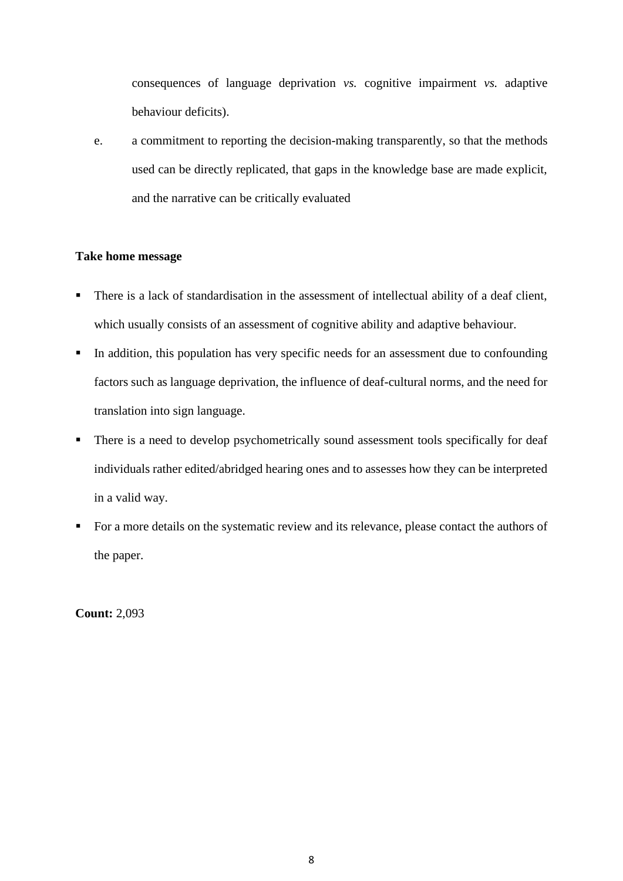consequences of language deprivation *vs.* cognitive impairment *vs.* adaptive behaviour deficits).

e. a commitment to reporting the decision-making transparently, so that the methods used can be directly replicated, that gaps in the knowledge base are made explicit, and the narrative can be critically evaluated

**Take home message**

- There is a lack of standardisation in the assessment of intellectual ability of a deaf client, which usually consists of an assessment of cognitive ability and adaptive behaviour.
- In addition, this population has very specific needs for an assessment due to confounding factors such as language deprivation, the influence of deaf-cultural norms, and the need for translation into sign language.
- There is a need to develop psychometrically sound assessment tools specifically for deaf individuals rather edited/abridged hearing ones and to assesses how they can be interpreted in a valid way.
- For a more details on the systematic review and its relevance, please contact the authors of the paper.

**Count:** 2,093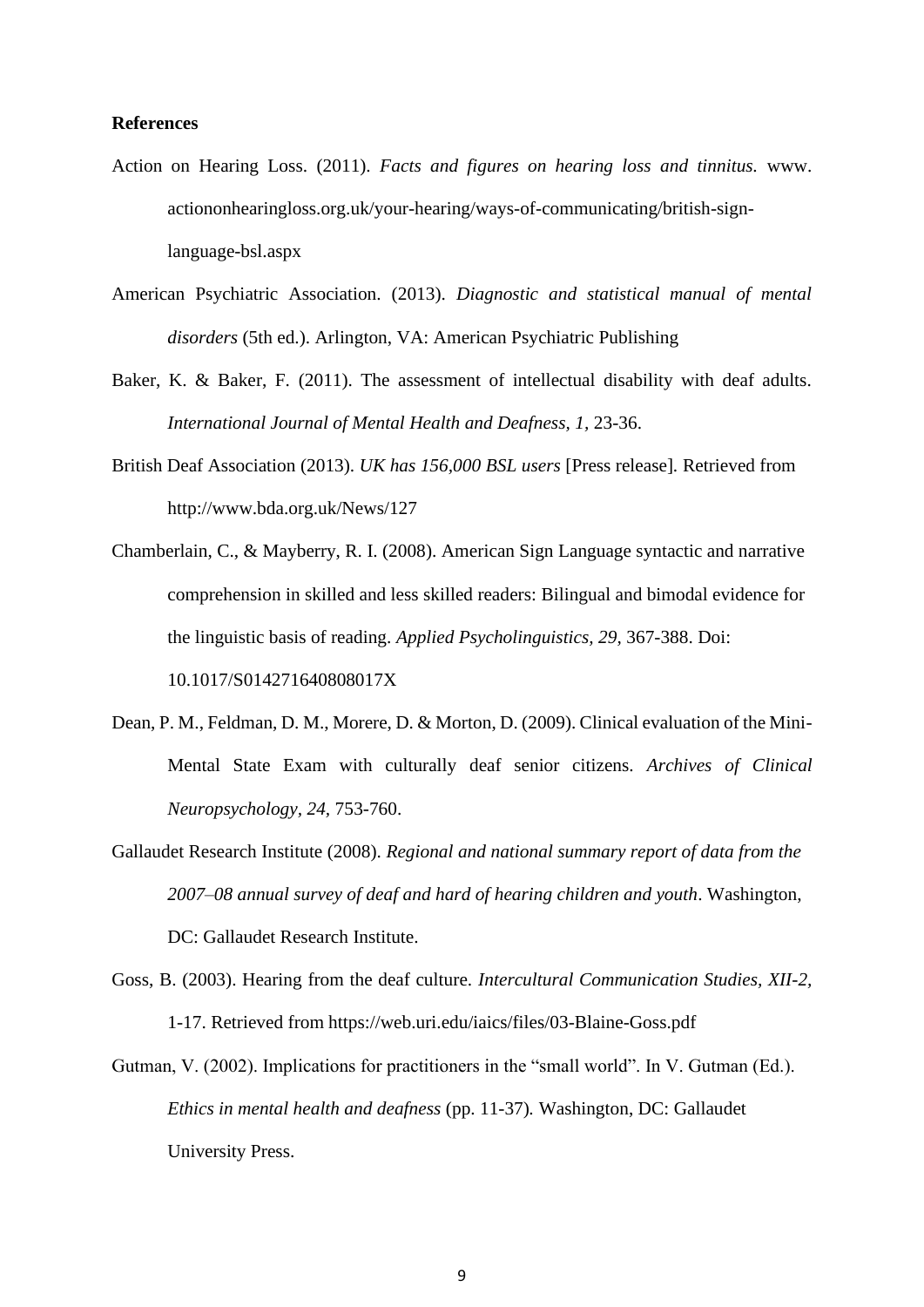**References**

Action on Hearing Loss. (2011). *Facts and figures on hearing loss and tinnitus.* www. actiononhearingloss.org.uk/your-hearing/ways-of-communicating/british-sign-language-bsl.aspx

American Psychiatric Association. (2013). *Diagnostic and statistical manual of mental disorders* (5th ed.). Arlington, VA: American Psychiatric Publishing

Baker, K. & Baker, F. (2011). The assessment of intellectual disability with deaf adults. *International Journal of Mental Health and Deafness, 1*, 23-36.

British Deaf Association (2013). *UK has 156,000 BSL users* [Press release]. Retrieved from http://www.bda.org.uk/News/127

Chamberlain, C., & Mayberry, R. I. (2008). American Sign Language syntactic and narrative comprehension in skilled and less skilled readers: Bilingual and bimodal evidence for the linguistic basis of reading. *Applied Psycholinguistics, 29*, 367-388. Doi: 10.1017/S014271640808017X

Dean, P. M., Feldman, D. M., Morere, D. & Morton, D. (2009). Clinical evaluation of the Mini-Mental State Exam with culturally deaf senior citizens. *Archives of Clinical Neuropsychology, 24*, 753-760.

Gallaudet Research Institute (2008). *Regional and national summary report of data from the 2007–08 annual survey of deaf and hard of hearing children and youth*. Washington, DC: Gallaudet Research Institute.

Goss, B. (2003). Hearing from the deaf culture. *Intercultural Communication Studies, XII-2,* 1-17. Retrieved from https://web.uri.edu/iaics/files/03-Blaine-Goss.pdf

Gutman, V. (2002). Implications for practitioners in the "small world". In V. Gutman (Ed.). *Ethics in mental health and deafness* (pp. 11-37). Washington, DC: Gallaudet University Press.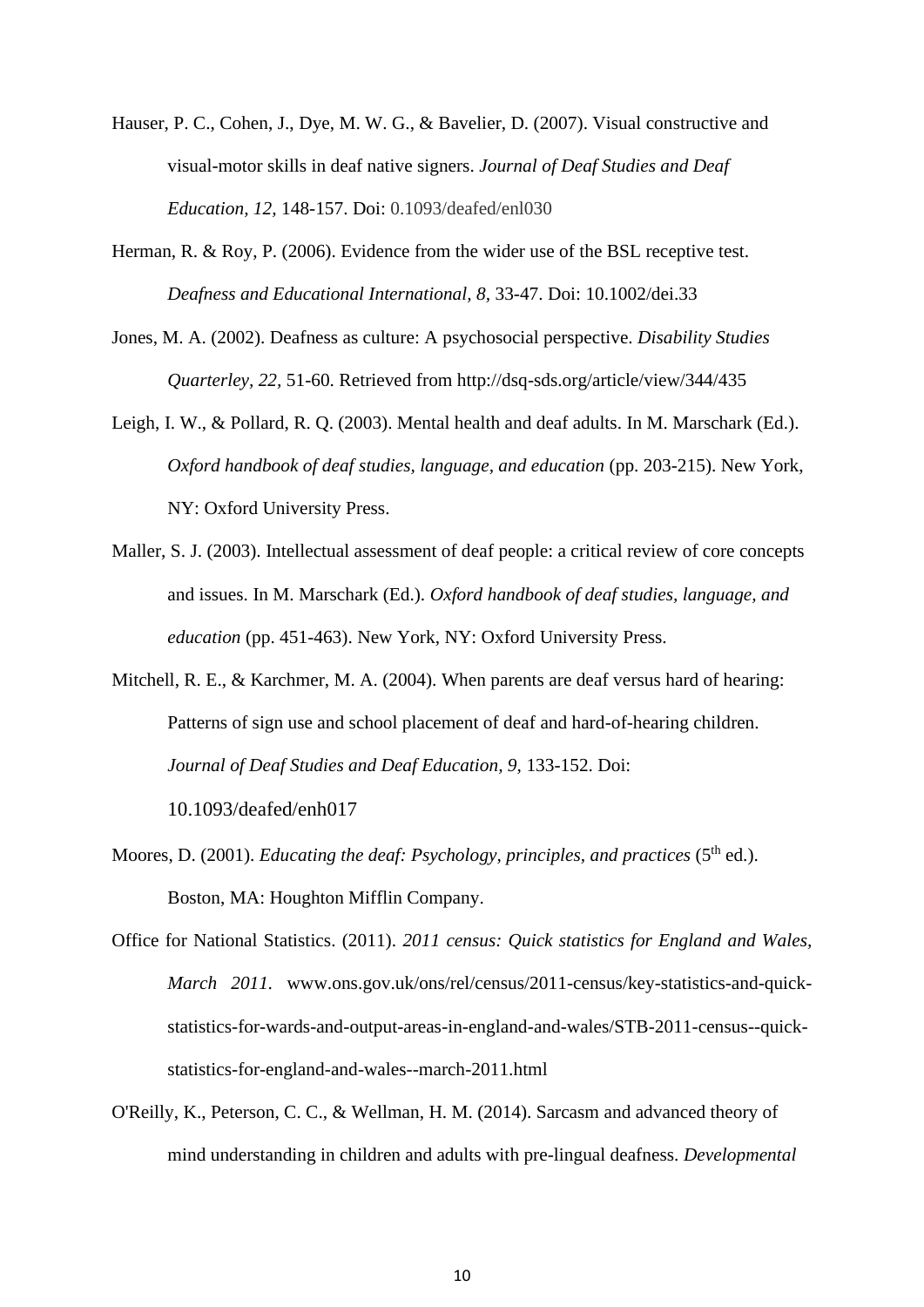Hauser, P. C., Cohen, J., Dye, M. W. G., & Bavelier, D. (2007). Visual constructive and visual-motor skills in deaf native signers. *Journal of Deaf Studies and Deaf Education*, *12*, 148-157. Doi: 0.1093/deafed/enl030

Herman, R. & Roy, P. (2006). Evidence from the wider use of the BSL receptive test. *Deafness and Educational International, 8*, 33-47. Doi: 10.1002/dei.33

Jones, M. A. (2002). Deafness as culture: A psychosocial perspective. *Disability Studies Quarterley*, *22*, 51-60. Retrieved from http://dsq-sds.org/article/view/344/435

Leigh, I. W., & Pollard, R. Q. (2003). Mental health and deaf adults. In M. Marschark (Ed.). *Oxford handbook of deaf studies, language, and education* (pp. 203-215). New York, NY: Oxford University Press.

Maller, S. J. (2003). Intellectual assessment of deaf people: a critical review of core concepts and issues. In M. Marschark (Ed.). *Oxford handbook of deaf studies, language, and education* (pp. 451-463). New York, NY: Oxford University Press.

Mitchell, R. E., & Karchmer, M. A. (2004). When parents are deaf versus hard of hearing: Patterns of sign use and school placement of deaf and hard-of-hearing children. *Journal of Deaf Studies and Deaf Education, 9*, 133-152. Doi: 10.1093/deafed/enh017

Moores, D. (2001). *Educating the deaf: Psychology, principles, and practices* (5th ed.). Boston, MA: Houghton Mifflin Company.

Office for National Statistics. (2011). *2011 census: Quick statistics for England and Wales, March 2011.* www.ons.gov.uk/ons/rel/census/2011-census/key-statistics-and-quick-statistics-for-wards-and-output-areas-in-england-and-wales/STB-2011-census--quick-statistics-for-england-and-wales--march-2011.html

O'Reilly, K., Peterson, C. C., & Wellman, H. M. (2014). Sarcasm and advanced theory of mind understanding in children and adults with pre-lingual deafness. *Developmental*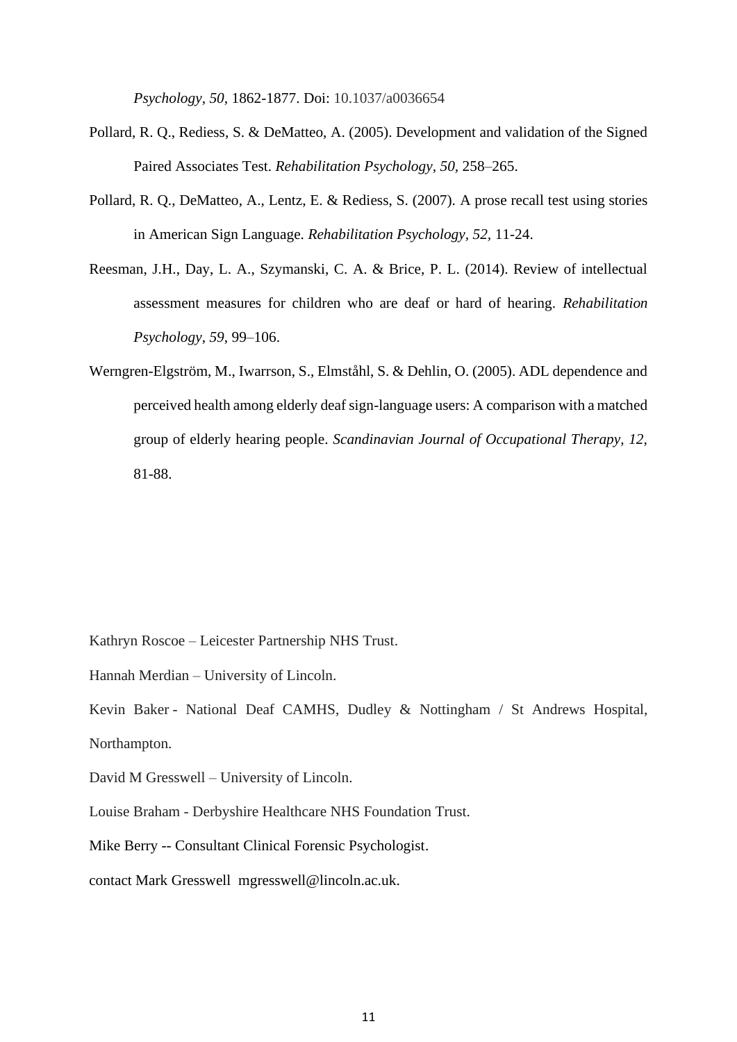*Psychology*, *50*, 1862-1877. Doi: 10.1037/a0036654

Pollard, R. Q., Rediess, S. & DeMatteo, A. (2005). Development and validation of the Signed Paired Associates Test. *Rehabilitation Psychology*, *50*, 258–265.

Pollard, R. Q., DeMatteo, A., Lentz, E. & Rediess, S. (2007). A prose recall test using stories in American Sign Language. *Rehabilitation Psychology*, *52*, 11-24.

Reesman, J.H., Day, L. A., Szymanski, C. A. & Brice, P. L. (2014). Review of intellectual assessment measures for children who are deaf or hard of hearing. *Rehabilitation Psychology*, *59*, 99–106.

Werngren-Elgström, M., Iwarrson, S., Elmståhl, S. & Dehlin, O. (2005). ADL dependence and perceived health among elderly deaf sign-language users: A comparison with a matched group of elderly hearing people. *Scandinavian Journal of Occupational Therapy, 12,* 81-88.

Kathryn Roscoe – Leicester Partnership NHS Trust.

Hannah Merdian – University of Lincoln.

Kevin Baker - National Deaf CAMHS, Dudley & Nottingham / St Andrews Hospital, Northampton.

David M Gresswell – University of Lincoln.

Louise Braham - Derbyshire Healthcare NHS Foundation Trust.

Mike Berry -- Consultant Clinical Forensic Psychologist.

contact Mark Gresswell mgresswell@lincoln.ac.uk.